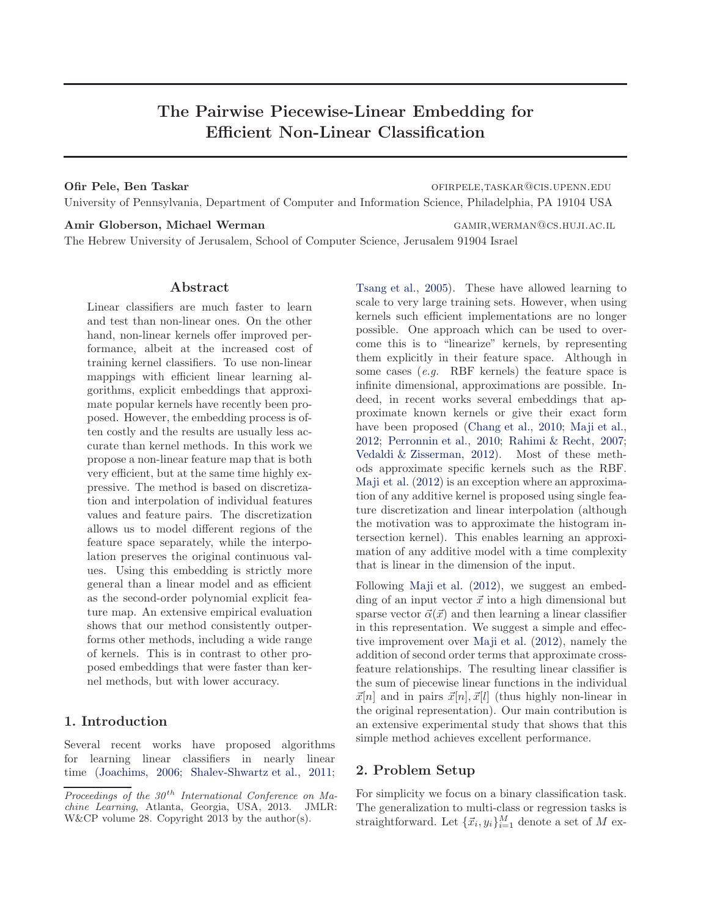# The Pairwise Piecewise-Linear Embedding for Efficient Non-Linear Classification

**Ofir Pele, Ben Taskar** OFIRPELE,TASKAR@CIS.UPENN.EDU
University of Pennsylvania, Department of Computer and Information Science, Philadelphia, PA 19104 USA

**Amir Globerson, Michael Werman** GAMIR,WERMAN@CS.HUJI.AC.IL
The Hebrew University of Jerusalem, School of Computer Science, Jerusalem 91904 Israel

## Abstract

Linear classifiers are much faster to learn and test than non-linear ones. On the other hand, non-linear kernels offer improved performance, albeit at the increased cost of training kernel classifiers. To use non-linear mappings with efficient linear learning algorithms, explicit embeddings that approximate popular kernels have recently been proposed. However, the embedding process is often costly and the results are usually less accurate than kernel methods. In this work we propose a non-linear feature map that is both very efficient, but at the same time highly expressive. The method is based on discretization and interpolation of individual features values and feature pairs. The discretization allows us to model different regions of the feature space separately, while the interpolation preserves the original continuous values. Using this embedding is strictly more general than a linear model and as efficient as the second-order polynomial explicit feature map. An extensive empirical evaluation shows that our method consistently outperforms other methods, including a wide range of kernels. This is in contrast to other proposed embeddings that were faster than kernel methods, but with lower accuracy.

## 1. Introduction

Several recent works have proposed algorithms for learning linear classifiers in nearly linear time (Joachims, 2006; Shalev-Shwartz et al., 2011; Tsang et al., 2005). These have allowed learning to scale to very large training sets. However, when using kernels such efficient implementations are no longer possible. One approach which can be used to overcome this is to "linearize" kernels, by representing them explicitly in their feature space. Although in some cases (*e.g.* RBF kernels) the feature space is infinite dimensional, approximations are possible. Indeed, in recent works several embeddings that approximate known kernels or give their exact form have been proposed (Chang et al., 2010; Maji et al., 2012; Perronnin et al., 2010; Rahimi & Recht, 2007; Vedaldi & Zisserman, 2012). Most of these methods approximate specific kernels such as the RBF. Maji et al. (2012) is an exception where an approximation of any additive kernel is proposed using single feature discretization and linear interpolation (although the motivation was to approximate the histogram intersection kernel). This enables learning an approximation of any additive model with a time complexity that is linear in the dimension of the input.

Following Maji et al. (2012), we suggest an embedding of an input vector $\vec{x}$ into a high dimensional but sparse vector $\vec{\alpha}(\vec{x})$ and then learning a linear classifier in this representation. We suggest a simple and effective improvement over Maji et al. (2012), namely the addition of second order terms that approximate cross-feature relationships. The resulting linear classifier is the sum of piecewise linear functions in the individual $\vec{x}[n]$ and in pairs $\vec{x}[n], \vec{x}[l]$ (thus highly non-linear in the original representation). Our main contribution is an extensive experimental study that shows that this simple method achieves excellent performance.

## 2. Problem Setup

For simplicity we focus on a binary classification task. The generalization to multi-class or regression tasks is straightforward. Let $\{\vec{x}_i, y_i\}_{i=1}^{M}$ denote a set of $M$ ex-

*Proceedings of the 30<sup>th</sup> International Conference on Machine Learning*, Atlanta, Georgia, USA, 2013. JMLR: W&CP volume 28. Copyright 2013 by the author(s).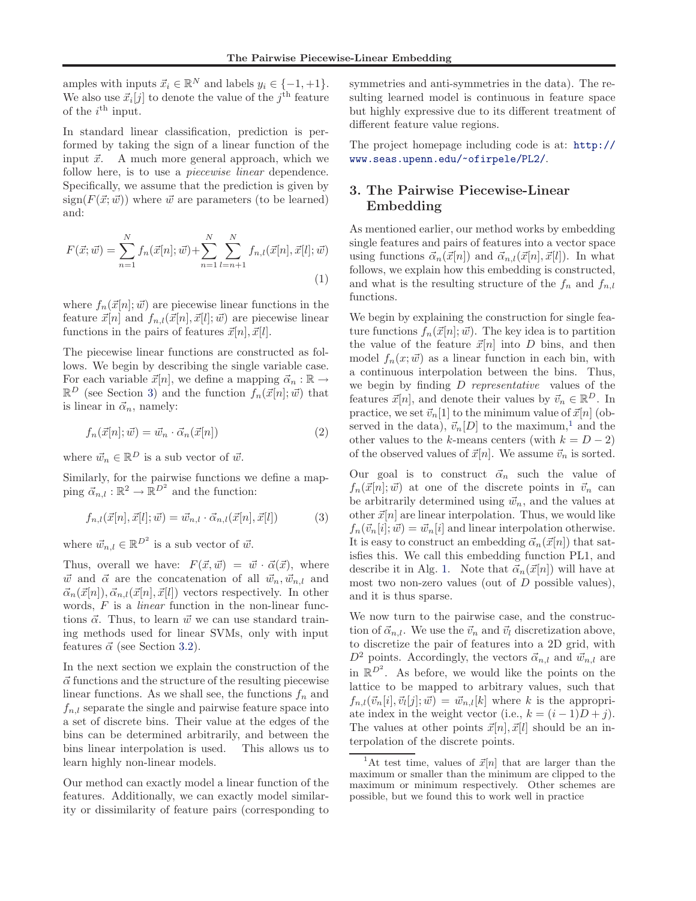amples with inputs $\vec{x}_i \in \mathbb{R}^N$ and labels $y_i \in \{-1, +1\}$. We also use $\vec{x}_i[j]$ to denote the value of the $j^{\text{th}}$ feature of the $i^{\text{th}}$ input.

In standard linear classification, prediction is performed by taking the sign of a linear function of the input $\vec{x}$. A much more general approach, which we follow here, is to use a *piecewise linear* dependence. Specifically, we assume that the prediction is given by $\text{sign}(F(\vec{x}; \vec{w}))$ where $\vec{w}$ are parameters (to be learned) and:

$$F(\vec{x}; \vec{w}) = \sum_{n=1}^{N} f_n(\vec{x}[n]; \vec{w}) + \sum_{n=1}^{N} \sum_{l=n+1}^{N} f_{n,l}(\vec{x}[n], \vec{x}[l]; \vec{w}) \tag{1}$$

where $f_n(\vec{x}[n]; \vec{w})$ are piecewise linear functions in the feature $\vec{x}[n]$ and $f_{n,l}(\vec{x}[n], \vec{x}[l]; \vec{w})$ are piecewise linear functions in the pairs of features $\vec{x}[n], \vec{x}[l]$.

The piecewise linear functions are constructed as follows. We begin by describing the single variable case. For each variable $\vec{x}[n]$, we define a mapping $\vec{\alpha}_n : \mathbb{R} \to \mathbb{R}^D$ (see Section 3) and the function $f_n(\vec{x}[n]; \vec{w})$ that is linear in $\vec{\alpha}_n$, namely:

$$f_n(\vec{x}[n]; \vec{w}) = \vec{w}_n \cdot \vec{\alpha}_n(\vec{x}[n]) \tag{2}$$

where $\vec{w}_n \in \mathbb{R}^D$ is a sub vector of $\vec{w}$.

Similarly, for the pairwise functions we define a mapping $\vec{\alpha}_{n,l} : \mathbb{R}^2 \to \mathbb{R}^{D^2}$ and the function:

$$f_{n,l}(\vec{x}[n], \vec{x}[l]; \vec{w}) = \vec{w}_{n,l} \cdot \vec{\alpha}_{n,l}(\vec{x}[n], \vec{x}[l]) \tag{3}$$

where $\vec{w}_{n,l} \in \mathbb{R}^{D^2}$ is a sub vector of $\vec{w}$.

Thus, overall we have: $F(\vec{x}, \vec{w}) = \vec{w} \cdot \vec{\alpha}(\vec{x})$, where $\vec{w}$ and $\vec{\alpha}$ are the concatenation of all $\vec{w}_n, \vec{w}_{n,l}$ and $\vec{\alpha}_n(\vec{x}[n]), \vec{\alpha}_{n,l}(\vec{x}[n], \vec{x}[l])$ vectors respectively. In other words, $F$ is a *linear* function in the non-linear functions $\vec{\alpha}$. Thus, to learn $\vec{w}$ we can use standard training methods used for linear SVMs, only with input features $\vec{\alpha}$ (see Section 3.2).

In the next section we explain the construction of the $\vec{\alpha}$ functions and the structure of the resulting piecewise linear functions. As we shall see, the functions $f_n$ and $f_{n,l}$ separate the single and pairwise feature space into a set of discrete bins. Their value at the edges of the bins can be determined arbitrarily, and between the bins linear interpolation is used. This allows us to learn highly non-linear models.

Our method can exactly model a linear function of the features. Additionally, we can exactly model similarity or dissimilarity of feature pairs (corresponding to symmetries and anti-symmetries in the data). The resulting learned model is continuous in feature space but highly expressive due to its different treatment of different feature value regions.

The project homepage including code is at: http://www.seas.upenn.edu/~ofirpele/PL2/.

## 3. The Pairwise Piecewise-Linear Embedding

As mentioned earlier, our method works by embedding single features and pairs of features into a vector space using functions $\vec{\alpha}_n(\vec{x}[n])$ and $\vec{\alpha}_{n,l}(\vec{x}[n], \vec{x}[l])$. In what follows, we explain how this embedding is constructed, and what is the resulting structure of the $f_n$ and $f_{n,l}$ functions.

We begin by explaining the construction for single feature functions $f_n(\vec{x}[n]; \vec{w})$. The key idea is to partition the value of the feature $\vec{x}[n]$ into $D$ bins, and then model $f_n(x; \vec{w})$ as a linear function in each bin, with a continuous interpolation between the bins. Thus, we begin by finding $D$ *representative* values of the features $\vec{x}[n]$, and denote their values by $\vec{v}_n \in \mathbb{R}^D$. In practice, we set $\vec{v}_n[1]$ to the minimum value of $\vec{x}[n]$ (observed in the data), $\vec{v}_n[D]$ to the maximum,[1] and the other values to the $k$-means centers (with $k = D - 2$) of the observed values of $\vec{x}[n]$. We assume $\vec{v}_n$ is sorted.

Our goal is to construct $\vec{\alpha}_n$ such the value of $f_n(\vec{x}[n]; \vec{w})$ at one of the discrete points in $\vec{v}_n$ can be arbitrarily determined using $\vec{w}_n$, and the values at other $\vec{x}[n]$ are linear interpolation. Thus, we would like $f_n(\vec{v}_n[i]; \vec{w}) = \vec{w}_n[i]$ and linear interpolation otherwise. It is easy to construct an embedding $\vec{\alpha}_n(\vec{x}[n])$ that satisfies this. We call this embedding function PL1, and describe it in Alg. 1. Note that $\vec{\alpha}_n(\vec{x}[n])$ will have at most two non-zero values (out of $D$ possible values), and it is thus sparse.

We now turn to the pairwise case, and the construction of $\vec{\alpha}_{n,l}$. We use the $\vec{v}_n$ and $\vec{v}_l$ discretization above, to discretize the pair of features into a 2D grid, with $D^2$ points. Accordingly, the vectors $\vec{\alpha}_{n,l}$ and $\vec{w}_{n,l}$ are in $\mathbb{R}^{D^2}$. As before, we would like the points on the lattice to be mapped to arbitrary values, such that $f_{n,l}(\vec{v}_n[i], \vec{v}_l[j]; \vec{w}) = \vec{w}_{n,l}[k]$ where $k$ is the appropriate index in the weight vector (i.e., $k = (i-1)D + j$). The values at other points $\vec{x}[n], \vec{x}[l]$ should be an interpolation of the discrete points.

[1] At test time, values of $\vec{x}[n]$ that are larger than the maximum or smaller than the minimum are clipped to the maximum or minimum respectively. Other schemes are possible, but we found this to work well in practice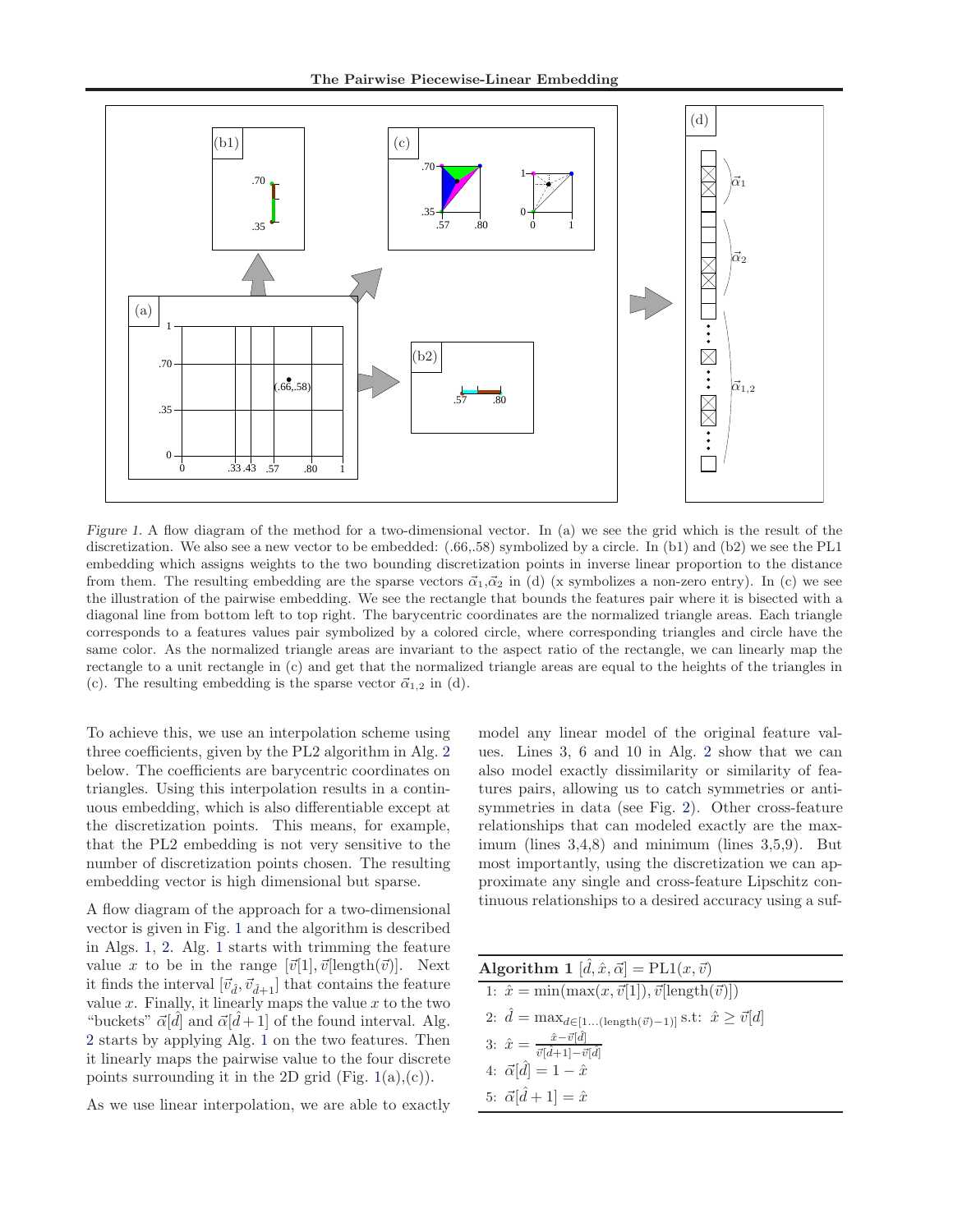*Figure 1.* A flow diagram of the method for a two-dimensional vector. In (a) we see the grid which is the result of the discretization. We also see a new vector to be embedded: (.66,.58) symbolized by a circle. In (b1) and (b2) we see the PL1 embedding which assigns weights to the two bounding discretization points in inverse linear proportion to the distance from them. The resulting embedding are the sparse vectors $\vec{\alpha}_1$,$\vec{\alpha}_2$ in (d) (x symbolizes a non-zero entry). In (c) we see the illustration of the pairwise embedding. We see the rectangle that bounds the features pair where it is bisected with a diagonal line from bottom left to top right. The barycentric coordinates are the normalized triangle areas. Each triangle corresponds to a features values pair symbolized by a colored circle, where corresponding triangles and circle have the same color. As the normalized triangle areas are invariant to the aspect ratio of the rectangle, we can linearly map the rectangle to a unit rectangle in (c) and get that the normalized triangle areas are equal to the heights of the triangles in (c). The resulting embedding is the sparse vector $\vec{\alpha}_{1,2}$ in (d).

To achieve this, we use an interpolation scheme using three coefficients, given by the PL2 algorithm in Alg. 2 below. The coefficients are barycentric coordinates on triangles. Using this interpolation results in a continuous embedding, which is also differentiable except at the discretization points. This means, for example, that the PL2 embedding is not very sensitive to the number of discretization points chosen. The resulting embedding vector is high dimensional but sparse.

A flow diagram of the approach for a two-dimensional vector is given in Fig. 1 and the algorithm is described in Algs. 1, 2. Alg. 1 starts with trimming the feature value $x$ to be in the range $[\vec{v}[1], \vec{v}[\text{length}(\vec{v})]$. Next it finds the interval $[\vec{v}_{\hat{d}}, \vec{v}_{\hat{d}+1}]$ that contains the feature value $x$. Finally, it linearly maps the value $x$ to the two "buckets" $\vec{\alpha}[\hat{d}]$ and $\vec{\alpha}[\hat{d}+1]$ of the found interval. Alg. 2 starts by applying Alg. 1 on the two features. Then it linearly maps the pairwise value to the four discrete points surrounding it in the 2D grid (Fig. 1(a),(c)).

As we use linear interpolation, we are able to exactly model any linear model of the original feature values. Lines 3, 6 and 10 in Alg. 2 show that we can also model exactly dissimilarity or similarity of features pairs, allowing us to catch symmetries or anti-symmetries in data (see Fig. 2). Other cross-feature relationships that can modeled exactly are the maximum (lines 3,4,8) and minimum (lines 3,5,9). But most importantly, using the discretization we can approximate any single and cross-feature Lipschitz continuous relationships to a desired accuracy using a suf-

---

**Algorithm 1** $[\hat{d}, \hat{x}, \vec{\alpha}] = \text{PL1}(x, \vec{v})$

1: $\hat{x} = \min(\max(x, \vec{v}[1]), \vec{v}[\text{length}(\vec{v})])$

2: $\hat{d} = \max_{d \in [1 \ldots (\text{length}(\vec{v})-1)]}$ s.t: $\hat{x} \geq \vec{v}[d]$

3: $\hat{x} = \frac{\hat{x} - \vec{v}[\hat{d}]}{\vec{v}[\hat{d}+1] - \vec{v}[\hat{d}]}$

4: $\vec{\alpha}[\hat{d}] = 1 - \hat{x}$

5: $\vec{\alpha}[\hat{d}+1] = \hat{x}$

---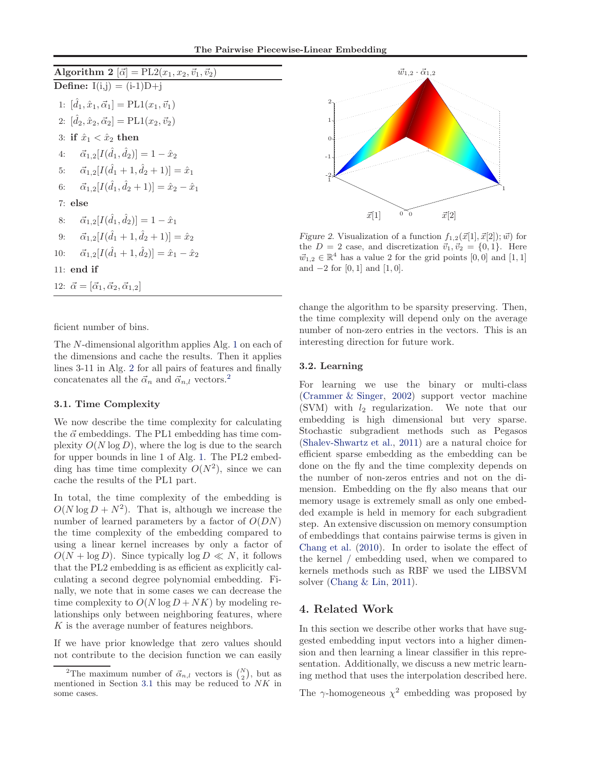**Algorithm 2** $[\vec{\alpha}] = \text{PL2}(x_1, x_2, \vec{v}_1, \vec{v}_2)$

**Define:** I(i,j) = (i-1)D+j

1: $[\hat{d}_1, \hat{x}_1, \vec{\alpha}_1] = \text{PL1}(x_1, \vec{v}_1)$
2: $[\hat{d}_2, \hat{x}_2, \vec{\alpha}_2] = \text{PL1}(x_2, \vec{v}_2)$
3: **if** $\hat{x}_1 < \hat{x}_2$ **then**
4: $\quad \vec{\alpha}_{1,2}[I(\hat{d}_1, \hat{d}_2)] = 1 - \hat{x}_2$
5: $\quad \vec{\alpha}_{1,2}[I(\hat{d}_1 + 1, \hat{d}_2 + 1)] = \hat{x}_1$
6: $\quad \vec{\alpha}_{1,2}[I(\hat{d}_1, \hat{d}_2 + 1)] = \hat{x}_2 - \hat{x}_1$
7: **else**
8: $\quad \vec{\alpha}_{1,2}[I(\hat{d}_1, \hat{d}_2)] = 1 - \hat{x}_1$
9: $\quad \vec{\alpha}_{1,2}[I(\hat{d}_1 + 1, \hat{d}_2 + 1)] = \hat{x}_2$
10: $\quad \vec{\alpha}_{1,2}[I(\hat{d}_1 + 1, \hat{d}_2)] = \hat{x}_1 - \hat{x}_2$
11: **end if**
12: $\vec{\alpha} = [\vec{\alpha}_1, \vec{\alpha}_2, \vec{\alpha}_{1,2}]$

ficient number of bins.

The $N$-dimensional algorithm applies Alg. 1 on each of the dimensions and cache the results. Then it applies lines 3-11 in Alg. 2 for all pairs of features and finally concatenates all the $\vec{\alpha}_n$ and $\vec{\alpha}_{n,l}$ vectors.[2]

### 3.1. Time Complexity

We now describe the time complexity for calculating the $\vec{\alpha}$ embeddings. The PL1 embedding has time complexity $O(N \log D)$, where the log is due to the search for upper bounds in line 1 of Alg. 1. The PL2 embedding has time time complexity $O(N^2)$, since we can cache the results of the PL1 part.

In total, the time complexity of the embedding is $O(N \log D + N^2)$. That is, although we increase the number of learned parameters by a factor of $O(DN)$ the time complexity of the embedding compared to using a linear kernel increases by only a factor of $O(N + \log D)$. Since typically $\log D \ll N$, it follows that the PL2 embedding is as efficient as explicitly calculating a second degree polynomial embedding. Finally, we note that in some cases we can decrease the time complexity to $O(N \log D + NK)$ by modeling relationships only between neighboring features, where $K$ is the average number of features neighbors.

If we have prior knowledge that zero values should not contribute to the decision function we can easily change the algorithm to be sparsity preserving. Then, the time complexity will depend only on the average number of non-zero entries in the vectors. This is an interesting direction for future work.

[2] The maximum number of $\vec{\alpha}_{n,l}$ vectors is $\binom{N}{2}$, but as mentioned in Section 3.1 this may be reduced to $NK$ in some cases.

*Figure 2.* Visualization of a function $f_{1,2}(\vec{x}[1], \vec{x}[2]); \vec{w})$ for the $D = 2$ case, and discretization $\vec{v}_1, \vec{v}_2 = \{0, 1\}$. Here $\vec{w}_{1,2} \in \mathbb{R}^4$ has a value 2 for the grid points $[0, 0]$ and $[1, 1]$ and $-2$ for $[0, 1]$ and $[1, 0]$.

### 3.2. Learning

For learning we use the binary or multi-class (Crammer & Singer, 2002) support vector machine (SVM) with $l_2$ regularization. We note that our embedding is high dimensional but very sparse. Stochastic subgradient methods such as Pegasos (Shalev-Shwartz et al., 2011) are a natural choice for efficient sparse embedding as the embedding can be done on the fly and the time complexity depends on the number of non-zeros entries and not on the dimension. Embedding on the fly also means that our memory usage is extremely small as only one embedded example is held in memory for each subgradient step. An extensive discussion on memory consumption of embeddings that contains pairwise terms is given in Chang et al. (2010). In order to isolate the effect of the kernel / embedding used, when we compared to kernels methods such as RBF we used the LIBSVM solver (Chang & Lin, 2011).

## 4. Related Work

In this section we describe other works that have suggested embedding input vectors into a higher dimension and then learning a linear classifier in this representation. Additionally, we discuss a new metric learning method that uses the interpolation described here.

The $\gamma$-homogeneous $\chi^2$ embedding was proposed by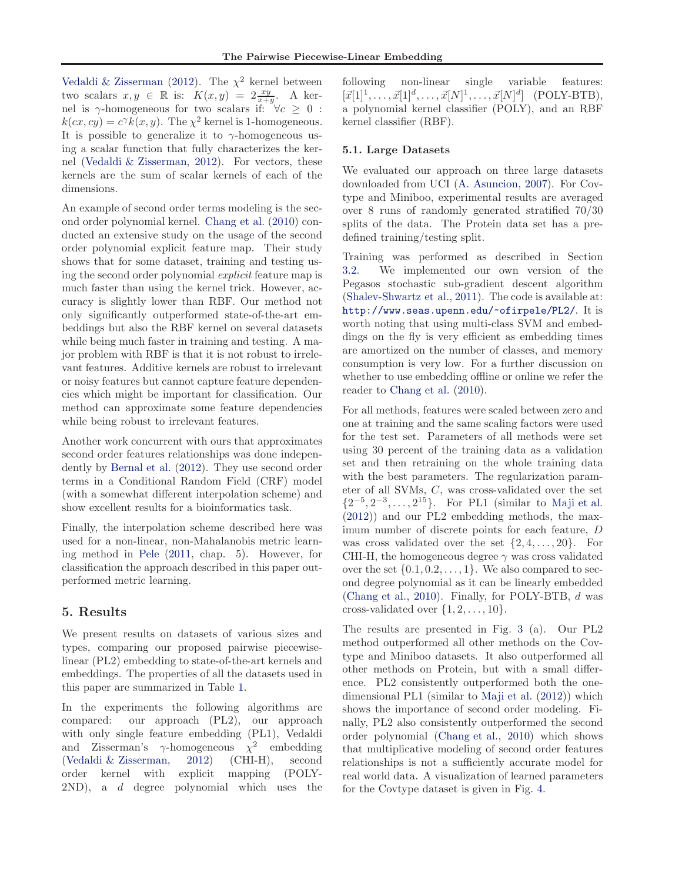Vedaldi & Zisserman (2012). The $\chi^2$ kernel between two scalars $x, y \in \mathbb{R}$ is: $K(x, y) = 2\frac{xy}{x+y}$. A kernel is $\gamma$-homogeneous for two scalars if: $\forall c \geq 0$ : $k(cx, cy) = c^\gamma k(x, y)$. The $\chi^2$ kernel is 1-homogeneous. It is possible to generalize it to $\gamma$-homogeneous using a scalar function that fully characterizes the kernel (Vedaldi & Zisserman, 2012). For vectors, these kernels are the sum of scalar kernels of each of the dimensions.

An example of second order terms modeling is the second order polynomial kernel. Chang et al. (2010) conducted an extensive study on the usage of the second order polynomial explicit feature map. Their study shows that for some dataset, training and testing using the second order polynomial *explicit* feature map is much faster than using the kernel trick. However, accuracy is slightly lower than RBF. Our method not only significantly outperformed state-of-the-art embeddings but also the RBF kernel on several datasets while being much faster in training and testing. A major problem with RBF is that it is not robust to irrelevant features. Additive kernels are robust to irrelevant or noisy features but cannot capture feature dependencies which might be important for classification. Our method can approximate some feature dependencies while being robust to irrelevant features.

Another work concurrent with ours that approximates second order features relationships was done independently by Bernal et al. (2012). They use second order terms in a Conditional Random Field (CRF) model (with a somewhat different interpolation scheme) and show excellent results for a bioinformatics task.

Finally, the interpolation scheme described here was used for a non-linear, non-Mahalanobis metric learning method in Pele (2011, chap. 5). However, for classification the approach described in this paper outperformed metric learning.

## 5. Results

We present results on datasets of various sizes and types, comparing our proposed pairwise piecewise-linear (PL2) embedding to state-of-the-art kernels and embeddings. The properties of all the datasets used in this paper are summarized in Table 1.

In the experiments the following algorithms are compared: our approach (PL2), our approach with only single feature embedding (PL1), Vedaldi and Zisserman's $\gamma$-homogeneous $\chi^2$ embedding (Vedaldi & Zisserman, 2012) (CHI-H), second order kernel with explicit mapping (POLY-2ND), a $d$ degree polynomial which uses the following non-linear single variable features: $[\vec{x}[1]^1, \ldots, \vec{x}[1]^d, \ldots, \vec{x}[N]^1, \ldots, \vec{x}[N]^d]$ (POLY-BTB), a polynomial kernel classifier (POLY), and an RBF kernel classifier (RBF).

### 5.1. Large Datasets

We evaluated our approach on three large datasets downloaded from UCI (A. Asuncion, 2007). For Covtype and Miniboo, experimental results are averaged over 8 runs of randomly generated stratified 70/30 splits of the data. The Protein data set has a predefined training/testing split.

Training was performed as described in Section 3.2. We implemented our own version of the Pegasos stochastic sub-gradient descent algorithm (Shalev-Shwartz et al., 2011). The code is available at: http://www.seas.upenn.edu/~ofirpele/PL2/. It is worth noting that using multi-class SVM and embeddings on the fly is very efficient as embedding times are amortized on the number of classes, and memory consumption is very low. For a further discussion on whether to use embedding offline or online we refer the reader to Chang et al. (2010).

For all methods, features were scaled between zero and one at training and the same scaling factors were used for the test set. Parameters of all methods were set using 30 percent of the training data as a validation set and then retraining on the whole training data with the best parameters. The regularization parameter of all SVMs, $C$, was cross-validated over the set $\{2^{-5}, 2^{-3}, \ldots, 2^{15}\}$. For PL1 (similar to Maji et al. (2012)) and our PL2 embedding methods, the maximum number of discrete points for each feature, $D$ was cross validated over the set $\{2, 4, \ldots, 20\}$. For CHI-H, the homogeneous degree $\gamma$ was cross validated over the set $\{0.1, 0.2, \ldots, 1\}$. We also compared to second degree polynomial as it can be linearly embedded (Chang et al., 2010). Finally, for POLY-BTB, $d$ was cross-validated over $\{1, 2, \ldots, 10\}$.

The results are presented in Fig. 3 (a). Our PL2 method outperformed all other methods on the Covtype and Miniboo datasets. It also outperformed all other methods on Protein, but with a small difference. PL2 consistently outperformed both the one-dimensional PL1 (similar to Maji et al. (2012)) which shows the importance of second order modeling. Finally, PL2 also consistently outperformed the second order polynomial (Chang et al., 2010) which shows that multiplicative modeling of second order features relationships is not a sufficiently accurate model for real world data. A visualization of learned parameters for the Covtype dataset is given in Fig. 4.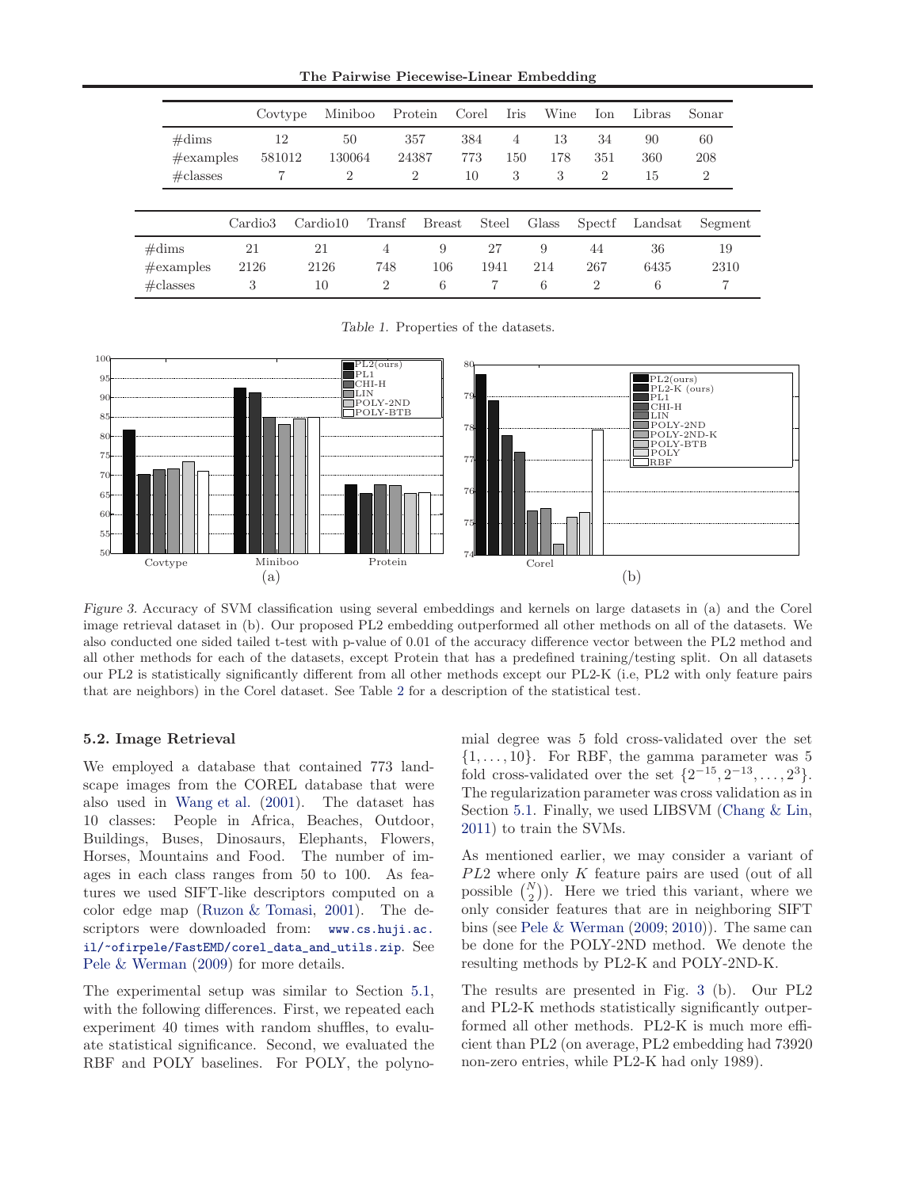|  | Covtype | Miniboo | Protein | Corel | Iris | Wine | Ion | Libras | Sonar |
|---|---|---|---|---|---|---|---|---|---|
| #dims | 12 | 50 | 357 | 384 | 4 | 13 | 34 | 90 | 60 |
| #examples | 581012 | 130064 | 24387 | 773 | 150 | 178 | 351 | 360 | 208 |
| #classes | 7 | 2 | 2 | 10 | 3 | 3 | 2 | 15 | 2 |

|  | Cardio3 | Cardio10 | Transf | Breast | Steel | Glass | Spectf | Landsat | Segment |
|---|---|---|---|---|---|---|---|---|---|
| #dims | 21 | 21 | 4 | 9 | 27 | 9 | 44 | 36 | 19 |
| #examples | 2126 | 2126 | 748 | 106 | 1941 | 214 | 267 | 6435 | 2310 |
| #classes | 3 | 10 | 2 | 6 | 7 | 6 | 2 | 6 | 7 |

*Table 1.* Properties of the datasets.

*Figure 3.* Accuracy of SVM classification using several embeddings and kernels on large datasets in (a) and the Corel image retrieval dataset in (b). Our proposed PL2 embedding outperformed all other methods on all of the datasets. We also conducted one sided tailed t-test with p-value of 0.01 of the accuracy difference vector between the PL2 method and all other methods for each of the datasets, except Protein that has a predefined training/testing split. On all datasets our PL2 is statistically significantly different from all other methods except our PL2-K (i.e, PL2 with only feature pairs that are neighbors) in the Corel dataset. See Table 2 for a description of the statistical test.

### 5.2. Image Retrieval

We employed a database that contained 773 landscape images from the COREL database that were also used in Wang et al. (2001). The dataset has 10 classes: People in Africa, Beaches, Outdoor, Buildings, Buses, Dinosaurs, Elephants, Flowers, Horses, Mountains and Food. The number of images in each class ranges from 50 to 100. As features we used SIFT-like descriptors computed on a color edge map (Ruzon & Tomasi, 2001). The descriptors were downloaded from: `www.cs.huji.ac.il/~ofirpele/FastEMD/corel_data_and_utils.zip`. See Pele & Werman (2009) for more details.

The experimental setup was similar to Section 5.1, with the following differences. First, we repeated each experiment 40 times with random shuffles, to evaluate statistical significance. Second, we evaluated the RBF and POLY baselines. For POLY, the polynomial degree was 5 fold cross-validated over the set $\{1, \dots, 10\}$. For RBF, the gamma parameter was 5 fold cross-validated over the set $\{2^{-15}, 2^{-13}, \dots, 2^{3}\}$. The regularization parameter was cross validation as in Section 5.1. Finally, we used LIBSVM (Chang & Lin, 2011) to train the SVMs.

As mentioned earlier, we may consider a variant of $PL2$ where only $K$ feature pairs are used (out of all possible $\binom{N}{2}$). Here we tried this variant, where we only consider features that are in neighboring SIFT bins (see Pele & Werman (2009; 2010)). The same can be done for the POLY-2ND method. We denote the resulting methods by PL2-K and POLY-2ND-K.

The results are presented in Fig. 3 (b). Our PL2 and PL2-K methods statistically significantly outperformed all other methods. PL2-K is much more efficient than PL2 (on average, PL2 embedding had 73920 non-zero entries, while PL2-K had only 1989).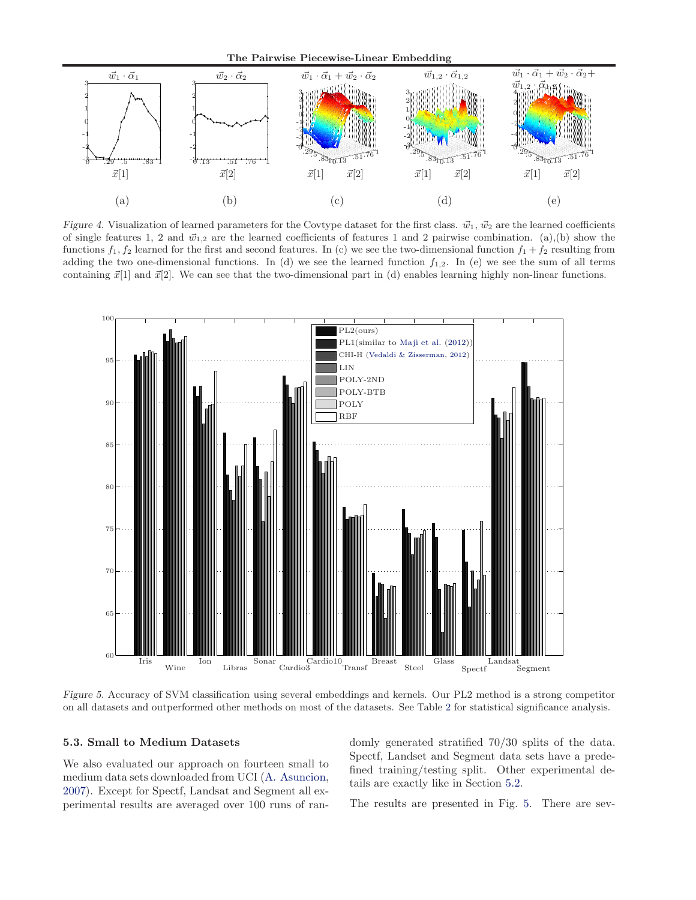*Figure 4.* Visualization of learned parameters for the Covtype dataset for the first class. $\vec{w}_1, \vec{w}_2$ are the learned coefficients of single features 1, 2 and $\vec{w}_{1,2}$ are the learned coefficients of features 1 and 2 pairwise combination. (a),(b) show the functions $f_1, f_2$ learned for the first and second features. In (c) we see the two-dimensional function $f_1 + f_2$ resulting from adding the two one-dimensional functions. In (d) we see the learned function $f_{1,2}$. In (e) we see the sum of all terms containing $\vec{x}[1]$ and $\vec{x}[2]$. We can see that the two-dimensional part in (d) enables learning highly non-linear functions.

*Figure 5.* Accuracy of SVM classification using several embeddings and kernels. Our PL2 method is a strong competitor on all datasets and outperformed other methods on most of the datasets. See Table 2 for statistical significance analysis.

### 5.3. Small to Medium Datasets

We also evaluated our approach on fourteen small to medium data sets downloaded from UCI (A. Asuncion, 2007). Except for Spectf, Landsat and Segment all experimental results are averaged over 100 runs of randomly generated stratified 70/30 splits of the data. Spectf, Landset and Segment data sets have a predefined training/testing split. Other experimental details are exactly like in Section 5.2.

The results are presented in Fig. 5. There are sev-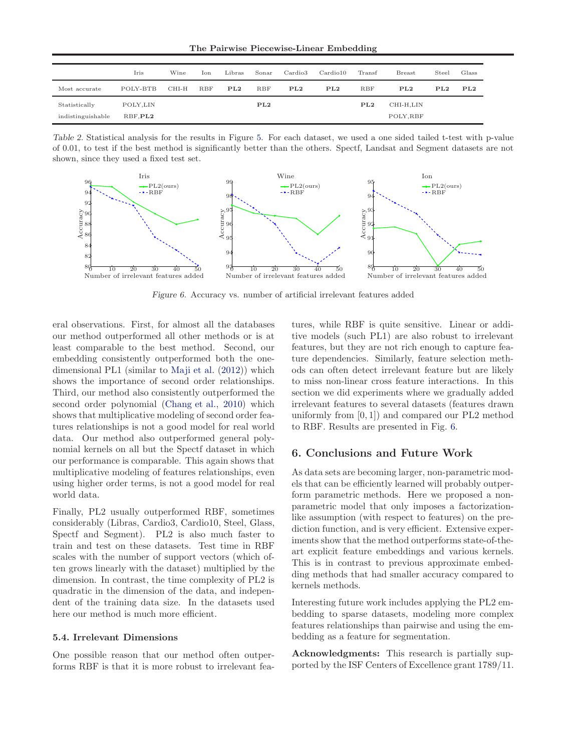|  | Iris | Wine | Ion | Libras | Sonar | Cardio3 | Cardio10 | Transf | Breast | Steel | Glass |
|---|---|---|---|---|---|---|---|---|---|---|---|
| Most accurate | POLY-BTB | CHI-H | RBF | **PL2** | RBF | **PL2** | **PL2** | RBF | **PL2** | **PL2** | **PL2** |
| Statistically indistinguishable | POLY,LIN RBF,**PL2** |  |  |  | **PL2** |  |  | **PL2** | CHI-H,LIN POLY,RBF |  |  |

*Table 2.* Statistical analysis for the results in Figure 5. For each dataset, we used a one sided tailed t-test with p-value of 0.01, to test if the best method is significantly better than the others. Spectf, Landsat and Segment datasets are not shown, since they used a fixed test set.

*Figure 6.* Accuracy vs. number of artificial irrelevant features added

eral observations. First, for almost all the databases our method outperformed all other methods or is at least comparable to the best method. Second, our embedding consistently outperformed both the one-dimensional PL1 (similar to Maji et al. (2012)) which shows the importance of second order relationships. Third, our method also consistently outperformed the second order polynomial (Chang et al., 2010) which shows that multiplicative modeling of second order features relationships is not a good model for real world data. Our method also outperformed general polynomial kernels on all but the Spectf dataset in which our performance is comparable. This again shows that multiplicative modeling of features relationships, even using higher order terms, is not a good model for real world data.

Finally, PL2 usually outperformed RBF, sometimes considerably (Libras, Cardio3, Cardio10, Steel, Glass, Spectf and Segment). PL2 is also much faster to train and test on these datasets. Test time in RBF scales with the number of support vectors (which often grows linearly with the dataset) multiplied by the dimension. In contrast, the time complexity of PL2 is quadratic in the dimension of the data, and independent of the training data size. In the datasets used here our method is much more efficient.

### 5.4. Irrelevant Dimensions

One possible reason that our method often outperforms RBF is that it is more robust to irrelevant features, while RBF is quite sensitive. Linear or additive models (such PL1) are also robust to irrelevant features, but they are not rich enough to capture feature dependencies. Similarly, feature selection methods can often detect irrelevant feature but are likely to miss non-linear cross feature interactions. In this section we did experiments where we gradually added irrelevant features to several datasets (features drawn uniformly from $[0, 1]$) and compared our PL2 method to RBF. Results are presented in Fig. 6.

## 6. Conclusions and Future Work

As data sets are becoming larger, non-parametric models that can be efficiently learned will probably outperform parametric methods. Here we proposed a non-parametric model that only imposes a factorization-like assumption (with respect to features) on the prediction function, and is very efficient. Extensive experiments show that the method outperforms state-of-the-art explicit feature embeddings and various kernels. This is in contrast to previous approximate embedding methods that had smaller accuracy compared to kernels methods.

Interesting future work includes applying the PL2 embedding to sparse datasets, modeling more complex features relationships than pairwise and using the embedding as a feature for segmentation.

**Acknowledgments:** This research is partially supported by the ISF Centers of Excellence grant 1789/11.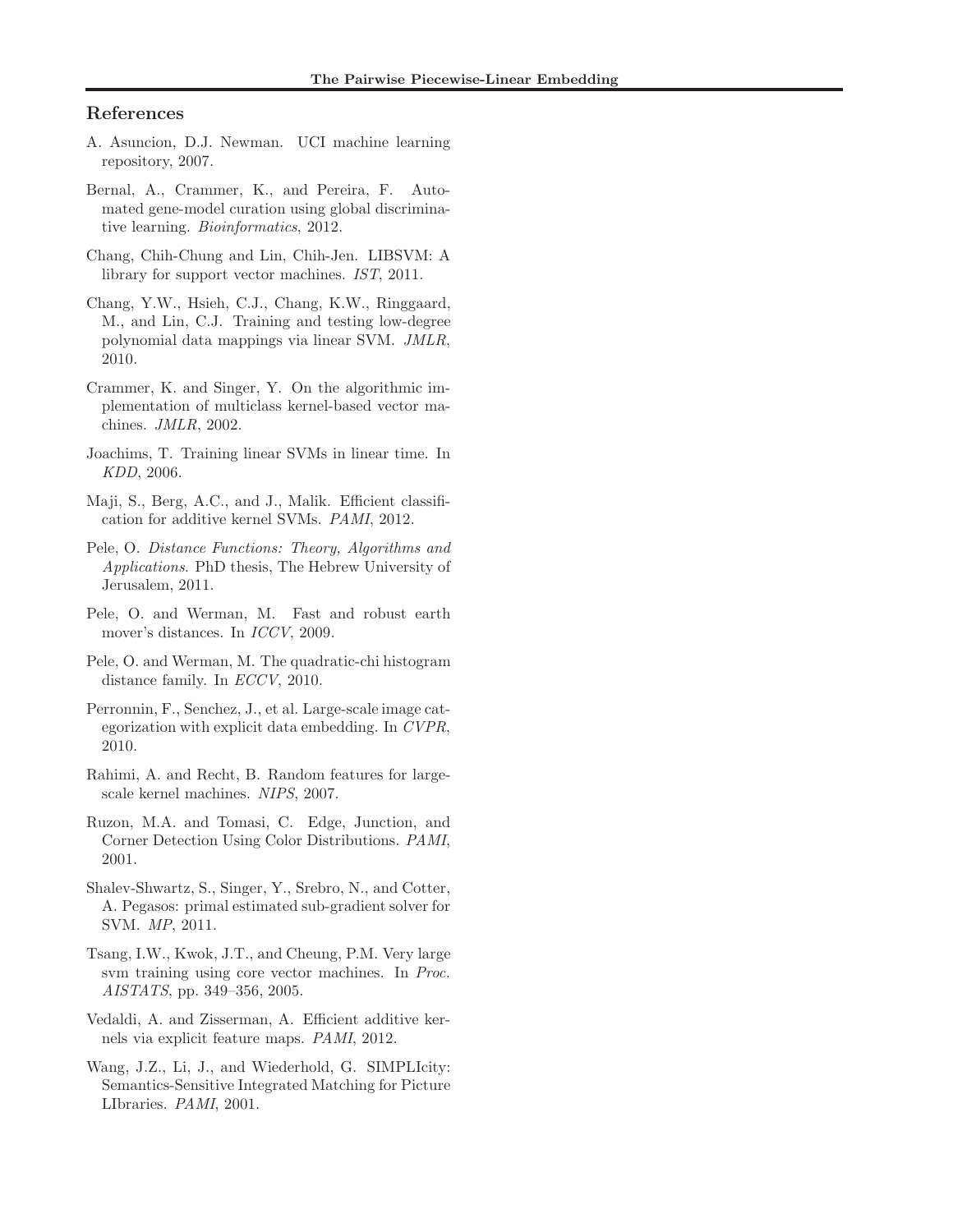## References

A. Asuncion, D.J. Newman. UCI machine learning repository, 2007.

Bernal, A., Crammer, K., and Pereira, F. Automated gene-model curation using global discriminative learning. *Bioinformatics*, 2012.

Chang, Chih-Chung and Lin, Chih-Jen. LIBSVM: A library for support vector machines. *IST*, 2011.

Chang, Y.W., Hsieh, C.J., Chang, K.W., Ringgaard, M., and Lin, C.J. Training and testing low-degree polynomial data mappings via linear SVM. *JMLR*, 2010.

Crammer, K. and Singer, Y. On the algorithmic implementation of multiclass kernel-based vector machines. *JMLR*, 2002.

Joachims, T. Training linear SVMs in linear time. In *KDD*, 2006.

Maji, S., Berg, A.C., and J., Malik. Efficient classification for additive kernel SVMs. *PAMI*, 2012.

Pele, O. *Distance Functions: Theory, Algorithms and Applications*. PhD thesis, The Hebrew University of Jerusalem, 2011.

Pele, O. and Werman, M. Fast and robust earth mover's distances. In *ICCV*, 2009.

Pele, O. and Werman, M. The quadratic-chi histogram distance family. In *ECCV*, 2010.

Perronnin, F., Senchez, J., et al. Large-scale image categorization with explicit data embedding. In *CVPR*, 2010.

Rahimi, A. and Recht, B. Random features for large-scale kernel machines. *NIPS*, 2007.

Ruzon, M.A. and Tomasi, C. Edge, Junction, and Corner Detection Using Color Distributions. *PAMI*, 2001.

Shalev-Shwartz, S., Singer, Y., Srebro, N., and Cotter, A. Pegasos: primal estimated sub-gradient solver for SVM. *MP*, 2011.

Tsang, I.W., Kwok, J.T., and Cheung, P.M. Very large svm training using core vector machines. In *Proc. AISTATS*, pp. 349–356, 2005.

Vedaldi, A. and Zisserman, A. Efficient additive kernels via explicit feature maps. *PAMI*, 2012.

Wang, J.Z., Li, J., and Wiederhold, G. SIMPLIcity: Semantics-Sensitive Integrated Matching for Picture LIbraries. *PAMI*, 2001.